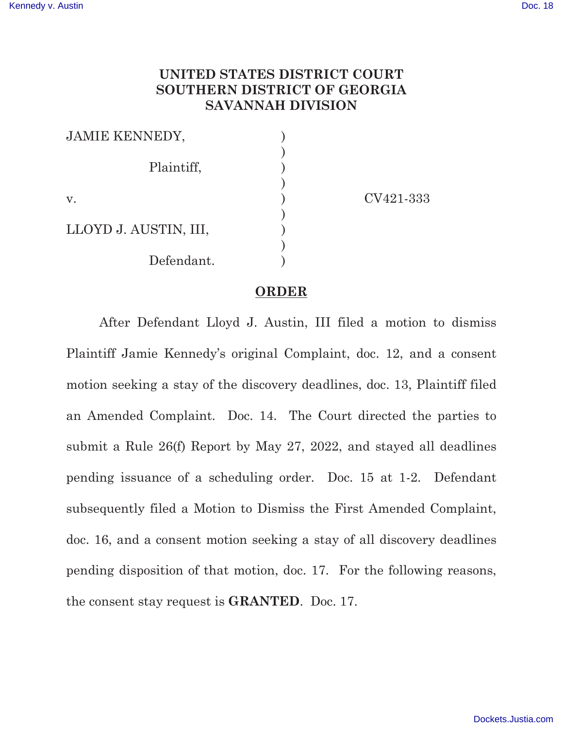# UNITED STATES DISTRICT COURT
# SOUTHERN DISTRICT OF GEORGIA
# SAVANNAH DIVISION

| | | |
|---|---|---|
| JAMIE KENNEDY, | ) | |
| | ) | |
| Plaintiff, | ) | |
| | ) | |
| v. | ) | CV421-333 |
| | ) | |
| LLOYD J. AUSTIN, III, | ) | |
| | ) | |
| Defendant. | ) | |

## ORDER

After Defendant Lloyd J. Austin, III filed a motion to dismiss Plaintiff Jamie Kennedy's original Complaint, doc. 12, and a consent motion seeking a stay of the discovery deadlines, doc. 13, Plaintiff filed an Amended Complaint. Doc. 14. The Court directed the parties to submit a Rule 26(f) Report by May 27, 2022, and stayed all deadlines pending issuance of a scheduling order. Doc. 15 at 1-2. Defendant subsequently filed a Motion to Dismiss the First Amended Complaint, doc. 16, and a consent motion seeking a stay of all discovery deadlines pending disposition of that motion, doc. 17. For the following reasons, the consent stay request is **GRANTED**. Doc. 17.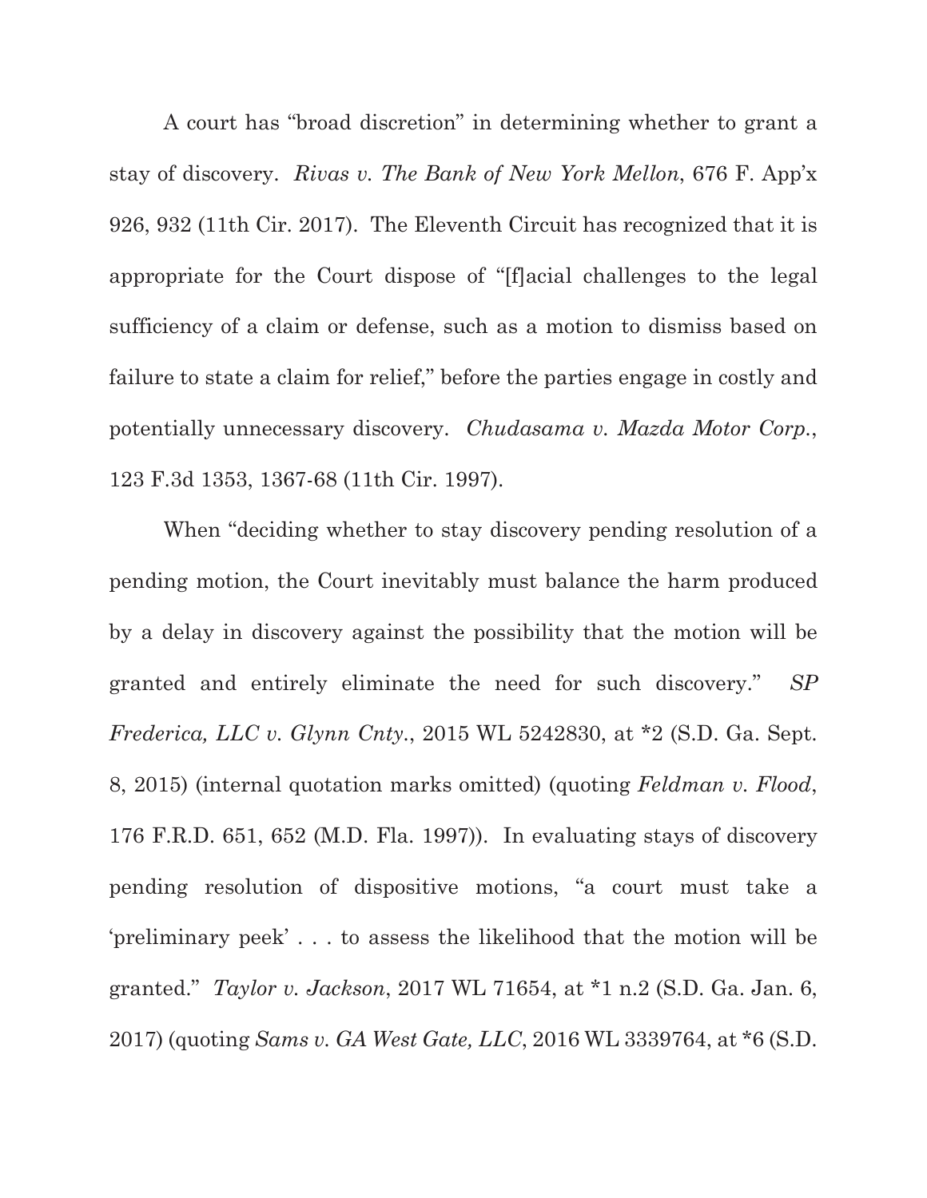A court has "broad discretion" in determining whether to grant a stay of discovery. *Rivas v. The Bank of New York Mellon*, 676 F. App'x 926, 932 (11th Cir. 2017). The Eleventh Circuit has recognized that it is appropriate for the Court dispose of "[f]acial challenges to the legal sufficiency of a claim or defense, such as a motion to dismiss based on failure to state a claim for relief," before the parties engage in costly and potentially unnecessary discovery. *Chudasama v. Mazda Motor Corp.*, 123 F.3d 1353, 1367-68 (11th Cir. 1997).

When "deciding whether to stay discovery pending resolution of a pending motion, the Court inevitably must balance the harm produced by a delay in discovery against the possibility that the motion will be granted and entirely eliminate the need for such discovery." *SP Frederica, LLC v. Glynn Cnty.*, 2015 WL 5242830, at *2 (S.D. Ga. Sept. 8, 2015) (internal quotation marks omitted) (quoting *Feldman v. Flood*, 176 F.R.D. 651, 652 (M.D. Fla. 1997)). In evaluating stays of discovery pending resolution of dispositive motions, "a court must take a 'preliminary peek' . . . to assess the likelihood that the motion will be granted." *Taylor v. Jackson*, 2017 WL 71654, at *1 n.2 (S.D. Ga. Jan. 6, 2017) (quoting *Sams v. GA West Gate, LLC*, 2016 WL 3339764, at *6 (S.D.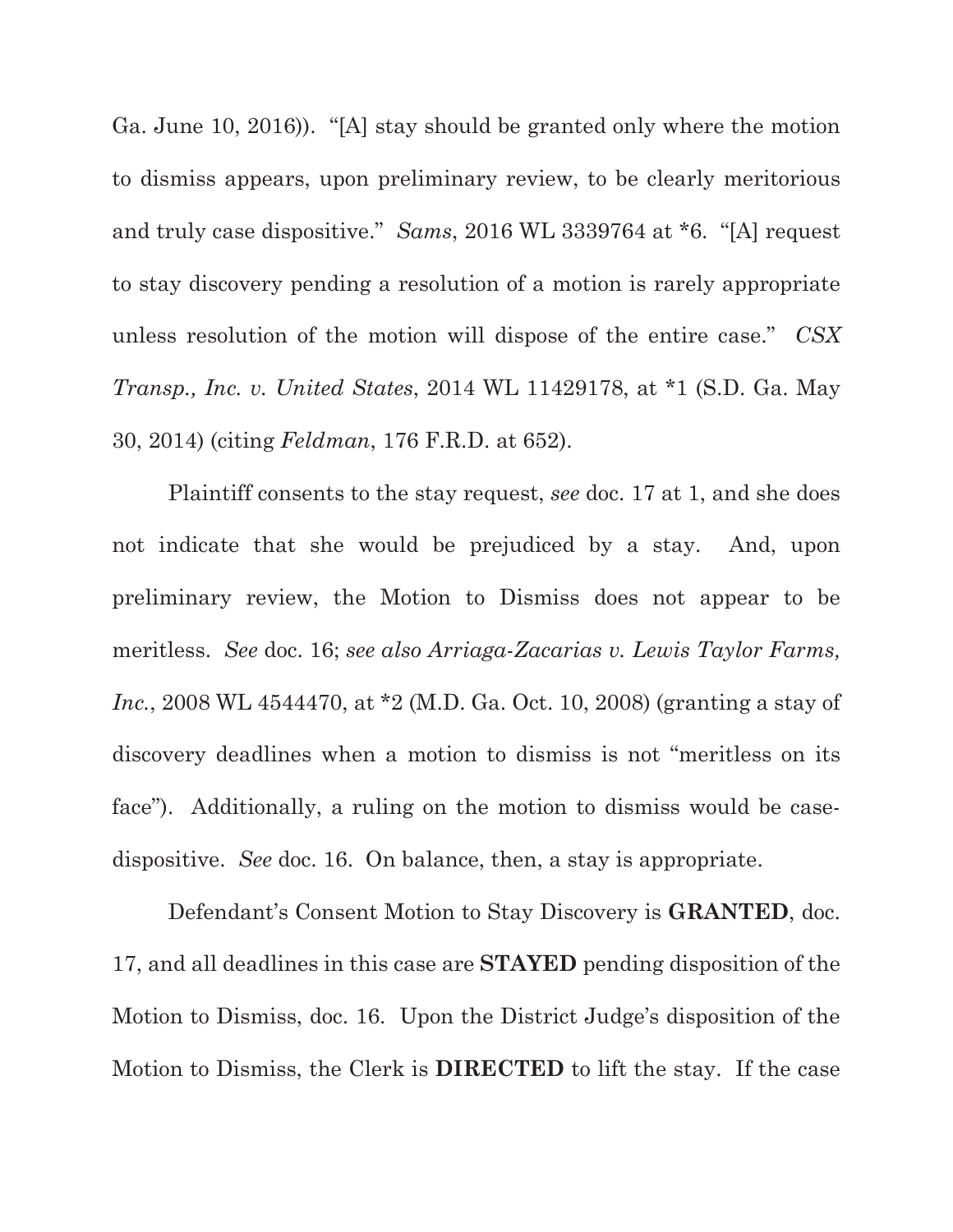Ga. June 10, 2016)). "[A] stay should be granted only where the motion to dismiss appears, upon preliminary review, to be clearly meritorious and truly case dispositive." *Sams*, 2016 WL 3339764 at *6. "[A] request to stay discovery pending a resolution of a motion is rarely appropriate unless resolution of the motion will dispose of the entire case." *CSX Transp., Inc. v. United States*, 2014 WL 11429178, at *1 (S.D. Ga. May 30, 2014) (citing *Feldman*, 176 F.R.D. at 652).

Plaintiff consents to the stay request, *see* doc. 17 at 1, and she does not indicate that she would be prejudiced by a stay. And, upon preliminary review, the Motion to Dismiss does not appear to be meritless. *See* doc. 16; *see also Arriaga-Zacarias v. Lewis Taylor Farms, Inc.*, 2008 WL 4544470, at *2 (M.D. Ga. Oct. 10, 2008) (granting a stay of discovery deadlines when a motion to dismiss is not "meritless on its face"). Additionally, a ruling on the motion to dismiss would be case-dispositive. *See* doc. 16. On balance, then, a stay is appropriate.

Defendant's Consent Motion to Stay Discovery is **GRANTED**, doc. 17, and all deadlines in this case are **STAYED** pending disposition of the Motion to Dismiss, doc. 16. Upon the District Judge's disposition of the Motion to Dismiss, the Clerk is **DIRECTED** to lift the stay. If the case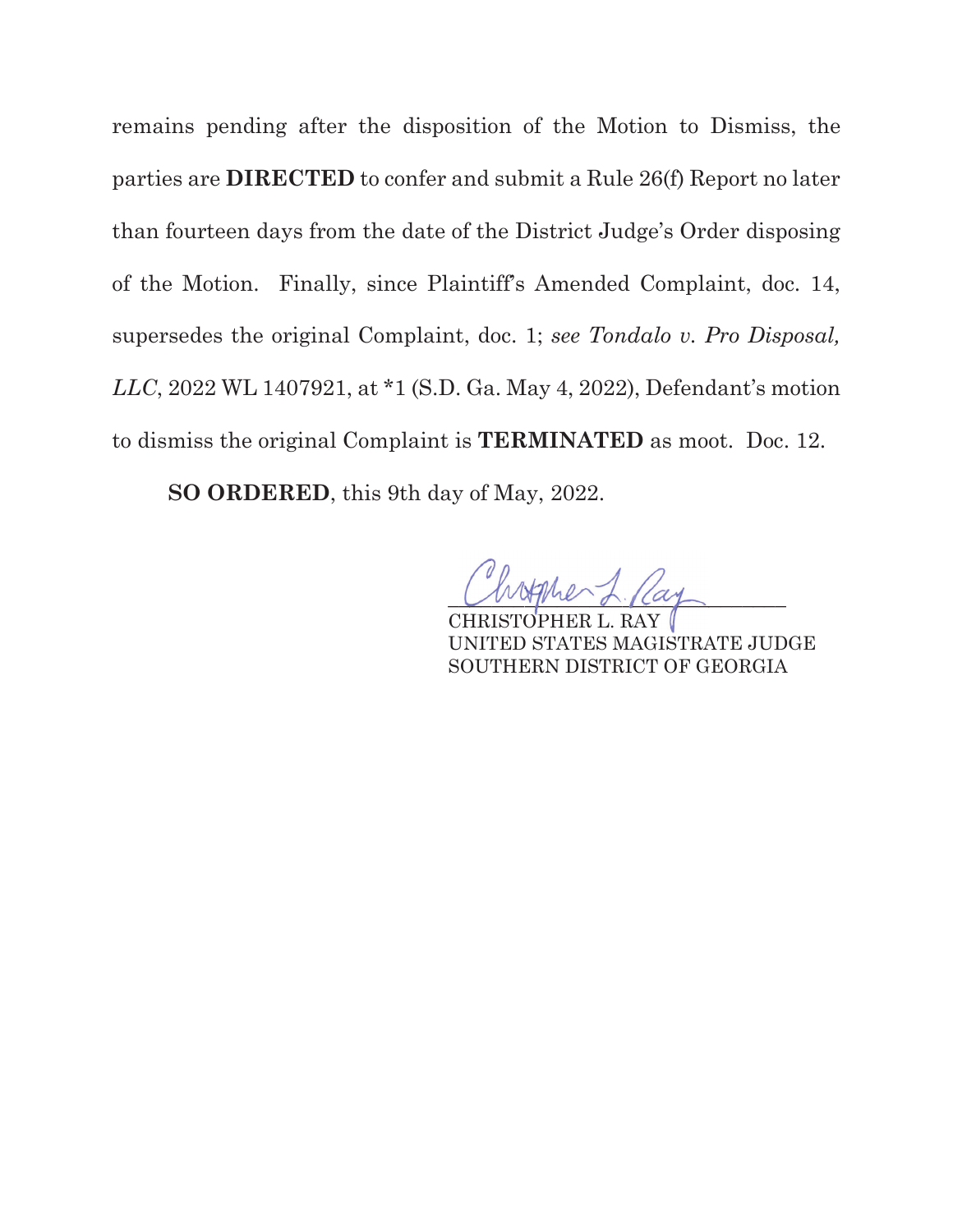remains pending after the disposition of the Motion to Dismiss, the parties are **DIRECTED** to confer and submit a Rule 26(f) Report no later than fourteen days from the date of the District Judge's Order disposing of the Motion. Finally, since Plaintiff's Amended Complaint, doc. 14, supersedes the original Complaint, doc. 1; *see Tondalo v. Pro Disposal, LLC*, 2022 WL 1407921, at *1 (S.D. Ga. May 4, 2022), Defendant's motion to dismiss the original Complaint is **TERMINATED** as moot. Doc. 12.

**SO ORDERED**, this 9th day of May, 2022.

CHRISTOPHER L. RAY
UNITED STATES MAGISTRATE JUDGE
SOUTHERN DISTRICT OF GEORGIA